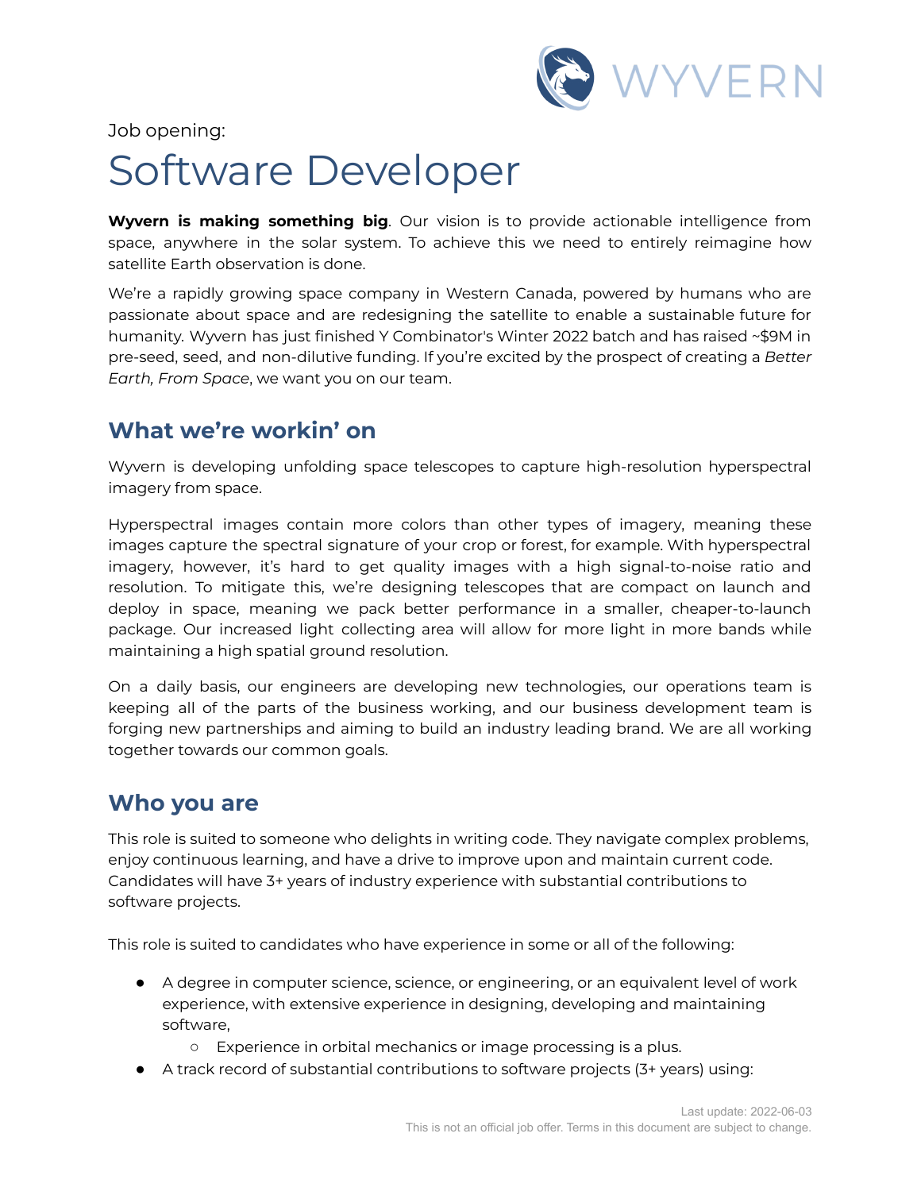Job opening:

# Software Developer

**Wyvern is making something big**. Our vision is to provide actionable intelligence from space, anywhere in the solar system. To achieve this we need to entirely reimagine how satellite Earth observation is done.

We're a rapidly growing space company in Western Canada, powered by humans who are passionate about space and are redesigning the satellite to enable a sustainable future for humanity. Wyvern has just finished Y Combinator's Winter 2022 batch and has raised ~$9M in pre-seed, seed, and non-dilutive funding. If you're excited by the prospect of creating a *Better Earth, From Space*, we want you on our team.

## What we're workin' on

Wyvern is developing unfolding space telescopes to capture high-resolution hyperspectral imagery from space.

Hyperspectral images contain more colors than other types of imagery, meaning these images capture the spectral signature of your crop or forest, for example. With hyperspectral imagery, however, it's hard to get quality images with a high signal-to-noise ratio and resolution. To mitigate this, we're designing telescopes that are compact on launch and deploy in space, meaning we pack better performance in a smaller, cheaper-to-launch package. Our increased light collecting area will allow for more light in more bands while maintaining a high spatial ground resolution.

On a daily basis, our engineers are developing new technologies, our operations team is keeping all of the parts of the business working, and our business development team is forging new partnerships and aiming to build an industry leading brand. We are all working together towards our common goals.

## Who you are

This role is suited to someone who delights in writing code. They navigate complex problems, enjoy continuous learning, and have a drive to improve upon and maintain current code. Candidates will have 3+ years of industry experience with substantial contributions to software projects.

This role is suited to candidates who have experience in some or all of the following:

- A degree in computer science, science, or engineering, or an equivalent level of work experience, with extensive experience in designing, developing and maintaining software,
  - Experience in orbital mechanics or image processing is a plus.
- A track record of substantial contributions to software projects (3+ years) using:

Last update: 2022-06-03
This is not an official job offer. Terms in this document are subject to change.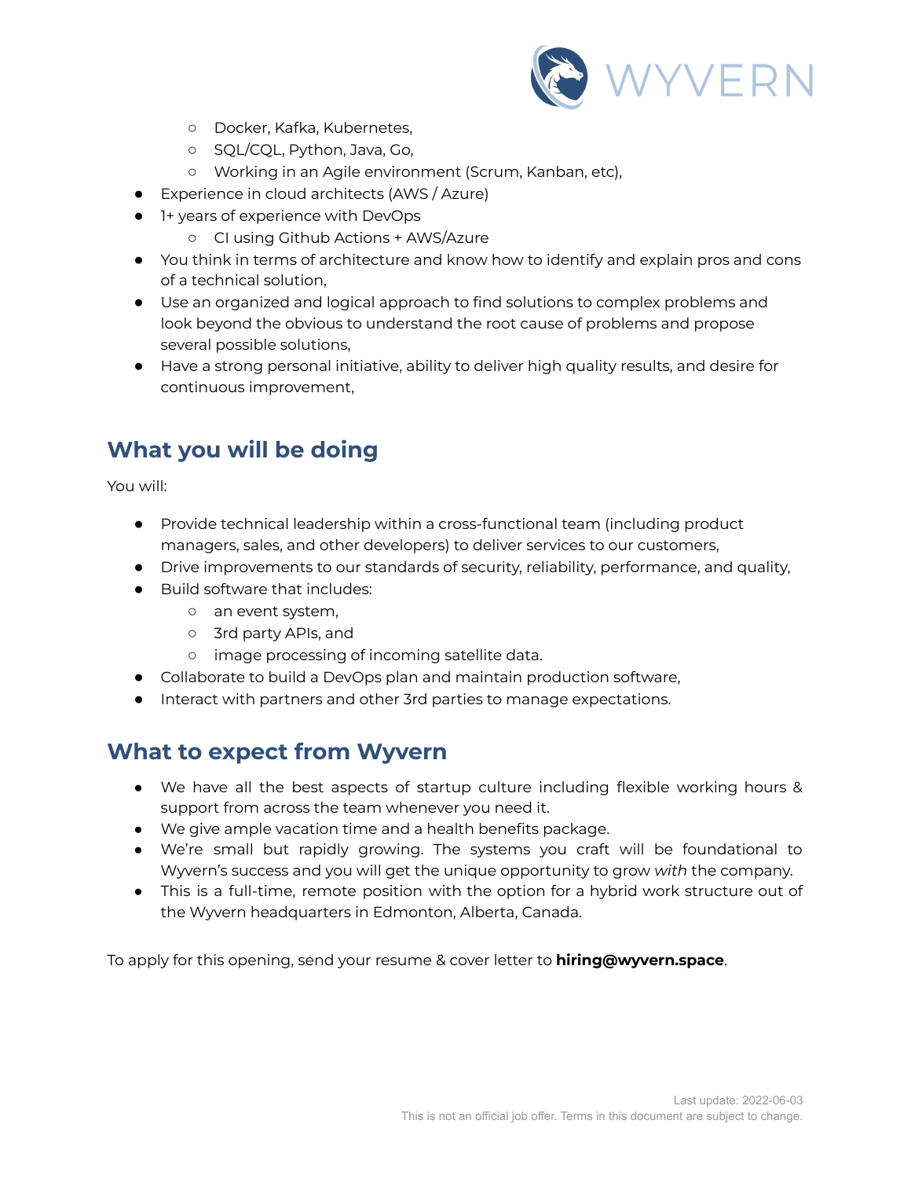- Docker, Kafka, Kubernetes,
    - SQL/CQL, Python, Java, Go,
    - Working in an Agile environment (Scrum, Kanban, etc),
- Experience in cloud architects (AWS / Azure)
- 1+ years of experience with DevOps
    - CI using Github Actions + AWS/Azure
- You think in terms of architecture and know how to identify and explain pros and cons of a technical solution,
- Use an organized and logical approach to find solutions to complex problems and look beyond the obvious to understand the root cause of problems and propose several possible solutions,
- Have a strong personal initiative, ability to deliver high quality results, and desire for continuous improvement,

## What you will be doing

You will:

- Provide technical leadership within a cross-functional team (including product managers, sales, and other developers) to deliver services to our customers,
- Drive improvements to our standards of security, reliability, performance, and quality,
- Build software that includes:
    - an event system,
    - 3rd party APIs, and
    - image processing of incoming satellite data.
- Collaborate to build a DevOps plan and maintain production software,
- Interact with partners and other 3rd parties to manage expectations.

## What to expect from Wyvern

- We have all the best aspects of startup culture including flexible working hours & support from across the team whenever you need it.
- We give ample vacation time and a health benefits package.
- We're small but rapidly growing. The systems you craft will be foundational to Wyvern's success and you will get the unique opportunity to grow *with* the company.
- This is a full-time, remote position with the option for a hybrid work structure out of the Wyvern headquarters in Edmonton, Alberta, Canada.

To apply for this opening, send your resume & cover letter to **hiring@wyvern.space**.

Last update: 2022-06-03
This is not an official job offer. Terms in this document are subject to change.